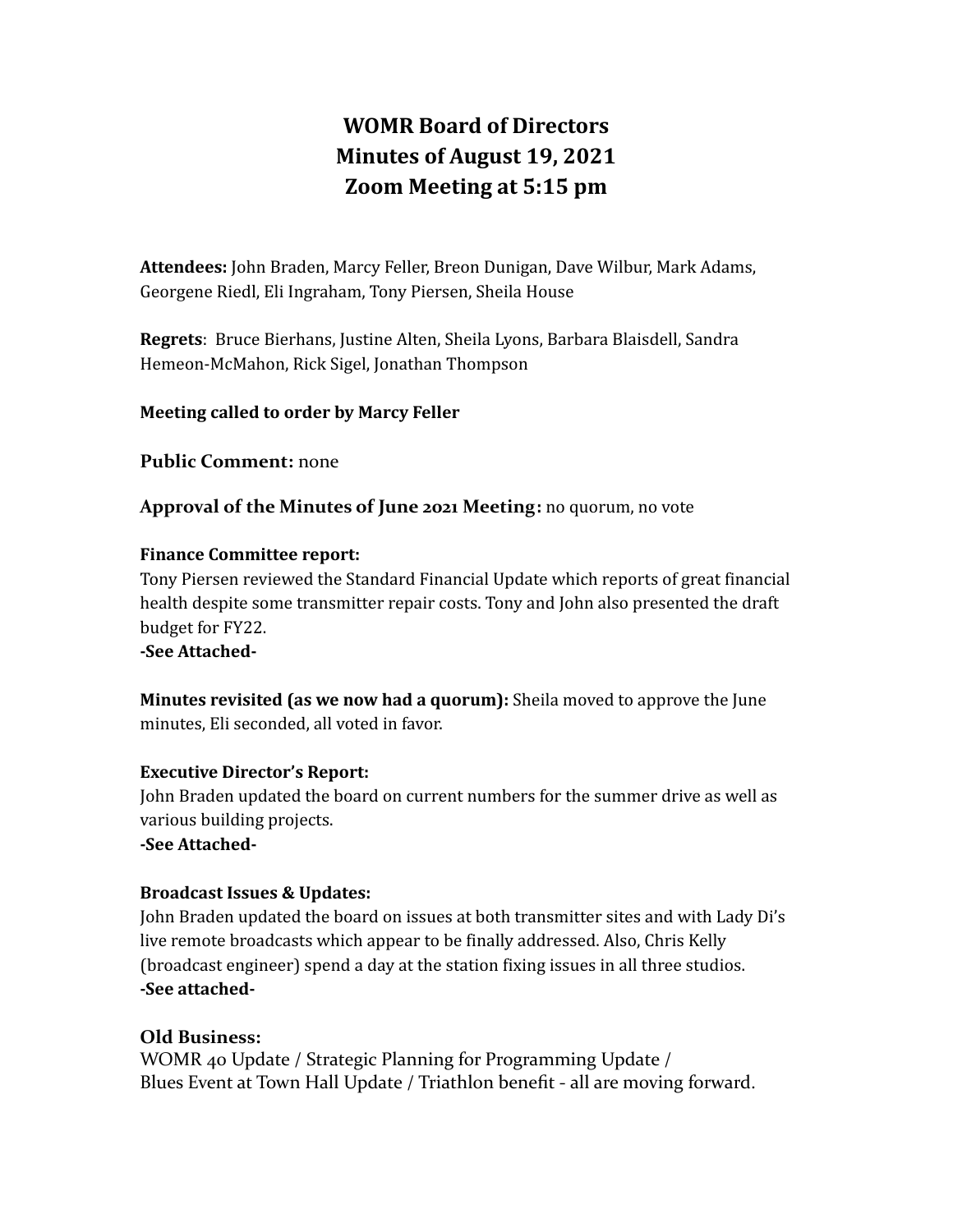# WOMR Board of Directors
# Minutes of August 19, 2021
# Zoom Meeting at 5:15 pm

**Attendees:** John Braden, Marcy Feller, Breon Dunigan, Dave Wilbur, Mark Adams, Georgene Riedl, Eli Ingraham, Tony Piersen, Sheila House

**Regrets**: Bruce Bierhans, Justine Alten, Sheila Lyons, Barbara Blaisdell, Sandra Hemeon-McMahon, Rick Sigel, Jonathan Thompson

**Meeting called to order by Marcy Feller**

**Public Comment:** none

**Approval of the Minutes of June 2021 Meeting:** no quorum, no vote

**Finance Committee report:**
Tony Piersen reviewed the Standard Financial Update which reports of great financial health despite some transmitter repair costs. Tony and John also presented the draft budget for FY22.
**-See Attached-**

**Minutes revisited (as we now had a quorum):** Sheila moved to approve the June minutes, Eli seconded, all voted in favor.

**Executive Director's Report:**
John Braden updated the board on current numbers for the summer drive as well as various building projects.
**-See Attached-**

**Broadcast Issues & Updates:**
John Braden updated the board on issues at both transmitter sites and with Lady Di's live remote broadcasts which appear to be finally addressed. Also, Chris Kelly (broadcast engineer) spend a day at the station fixing issues in all three studios.
**-See attached-**

**Old Business:**
WOMR 40 Update / Strategic Planning for Programming Update /
Blues Event at Town Hall Update / Triathlon benefit - all are moving forward.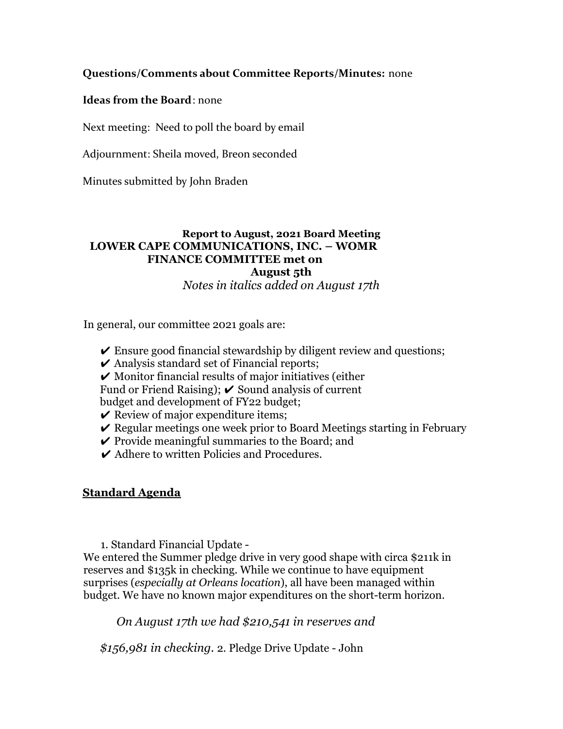**Questions/Comments about Committee Reports/Minutes:** none

**Ideas from the Board**: none

Next meeting: Need to poll the board by email

Adjournment: Sheila moved, Breon seconded

Minutes submitted by John Braden

**Report to August, 2021 Board Meeting**
**LOWER CAPE COMMUNICATIONS, INC. – WOMR**
**FINANCE COMMITTEE met on**
**August 5th**
*Notes in italics added on August 17th*

In general, our committee 2021 goals are:

- ✔ Ensure good financial stewardship by diligent review and questions;
- ✔ Analysis standard set of Financial reports;
- ✔ Monitor financial results of major initiatives (either Fund or Friend Raising); ✔ Sound analysis of current budget and development of FY22 budget;
- ✔ Review of major expenditure items;
- ✔ Regular meetings one week prior to Board Meetings starting in February
- ✔ Provide meaningful summaries to the Board; and
- ✔ Adhere to written Policies and Procedures.

## Standard Agenda

1. Standard Financial Update -

We entered the Summer pledge drive in very good shape with circa $211k in reserves and $135k in checking. While we continue to have equipment surprises (*especially at Orleans location*), all have been managed within budget. We have no known major expenditures on the short-term horizon.

*On August 17th we had $210,541 in reserves and*

*$156,981 in checking.* 2. Pledge Drive Update - John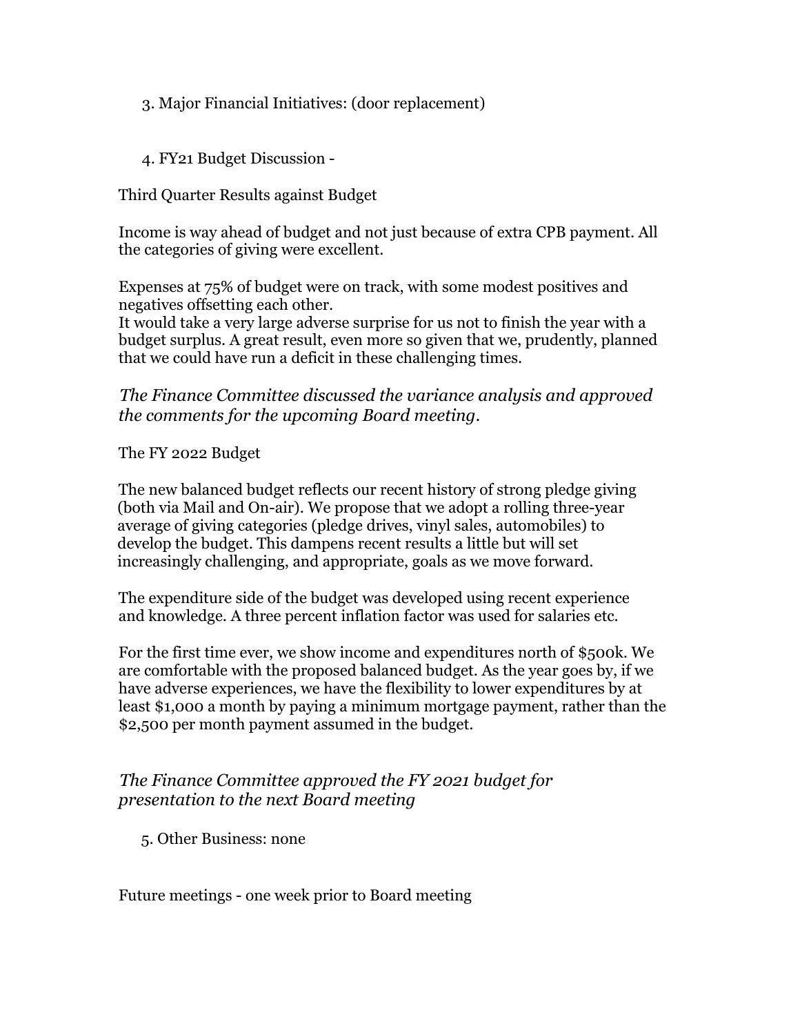3. Major Financial Initiatives: (door replacement)

4. FY21 Budget Discussion -

Third Quarter Results against Budget

Income is way ahead of budget and not just because of extra CPB payment. All the categories of giving were excellent.

Expenses at 75% of budget were on track, with some modest positives and negatives offsetting each other.
It would take a very large adverse surprise for us not to finish the year with a budget surplus. A great result, even more so given that we, prudently, planned that we could have run a deficit in these challenging times.

*The Finance Committee discussed the variance analysis and approved the comments for the upcoming Board meeting.*

The FY 2022 Budget

The new balanced budget reflects our recent history of strong pledge giving (both via Mail and On-air). We propose that we adopt a rolling three-year average of giving categories (pledge drives, vinyl sales, automobiles) to develop the budget. This dampens recent results a little but will set increasingly challenging, and appropriate, goals as we move forward.

The expenditure side of the budget was developed using recent experience and knowledge. A three percent inflation factor was used for salaries etc.

For the first time ever, we show income and expenditures north of $500k. We are comfortable with the proposed balanced budget. As the year goes by, if we have adverse experiences, we have the flexibility to lower expenditures by at least $1,000 a month by paying a minimum mortgage payment, rather than the $2,500 per month payment assumed in the budget.

*The Finance Committee approved the FY 2021 budget for presentation to the next Board meeting*

5. Other Business: none

Future meetings - one week prior to Board meeting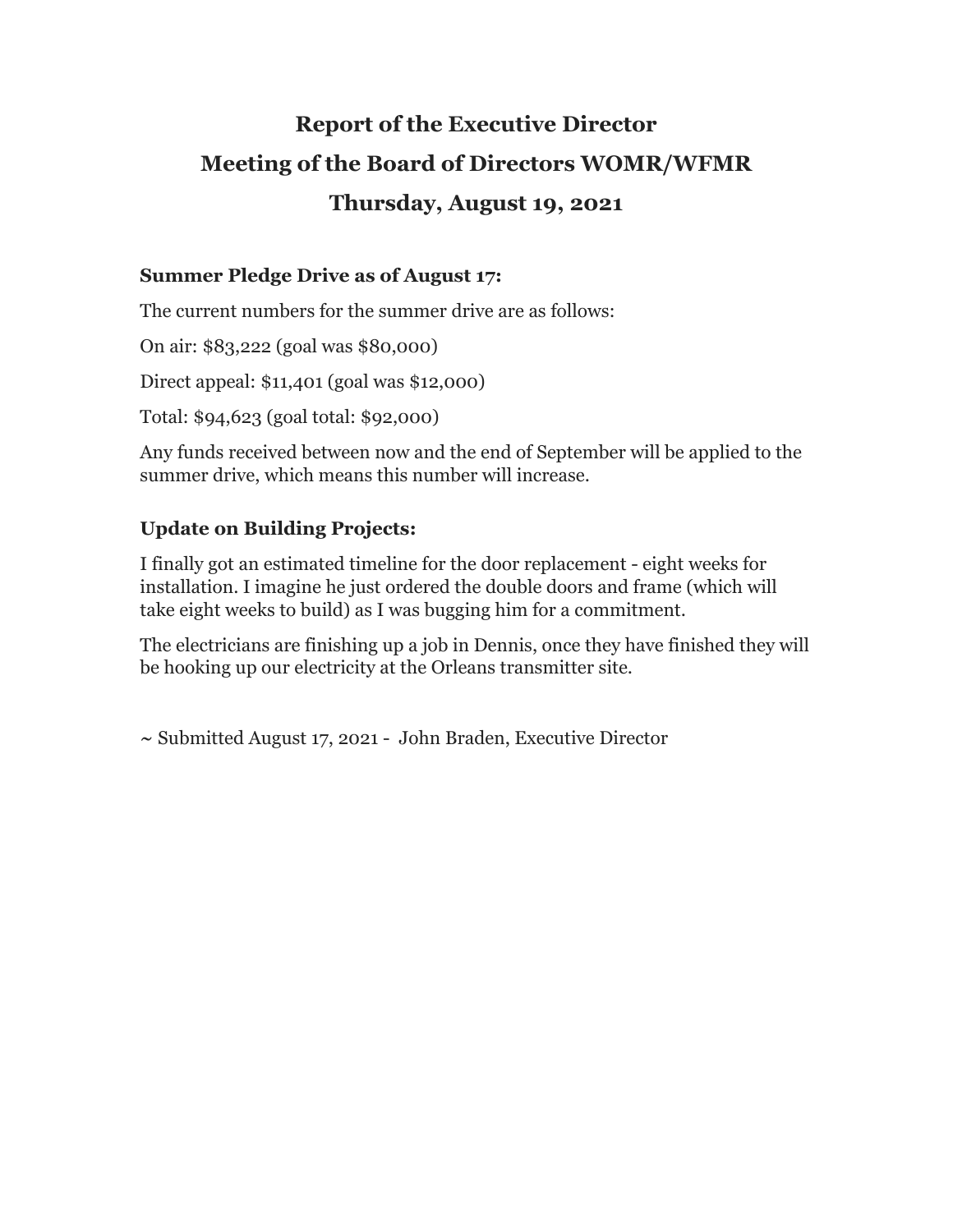# Report of the Executive Director

## Meeting of the Board of Directors WOMR/WFMR

## Thursday, August 19, 2021

**Summer Pledge Drive as of August 17:**

The current numbers for the summer drive are as follows:

On air: $83,222 (goal was $80,000)

Direct appeal: $11,401 (goal was $12,000)

Total: $94,623 (goal total: $92,000)

Any funds received between now and the end of September will be applied to the summer drive, which means this number will increase.

**Update on Building Projects:**

I finally got an estimated timeline for the door replacement - eight weeks for installation. I imagine he just ordered the double doors and frame (which will take eight weeks to build) as I was bugging him for a commitment.

The electricians are finishing up a job in Dennis, once they have finished they will be hooking up our electricity at the Orleans transmitter site.

~ Submitted August 17, 2021 - John Braden, Executive Director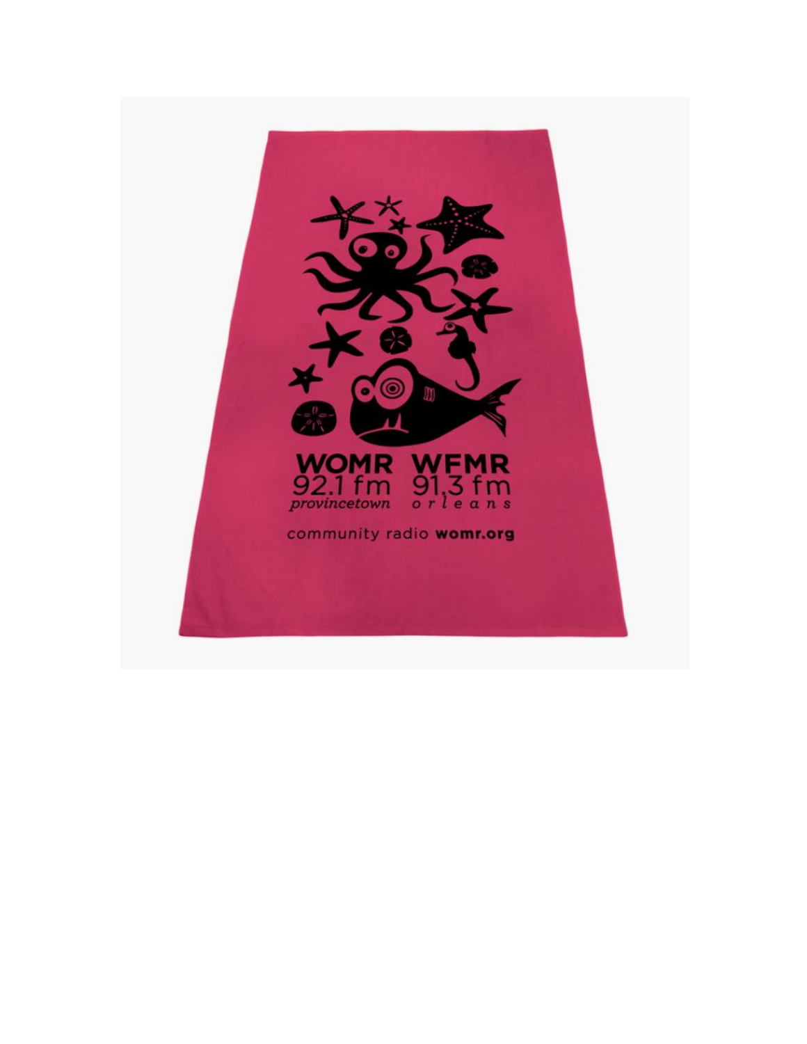WOMR 92.1 fm *provincetown*

WFMR 91.3 fm *orleans*

community radio **womr.org**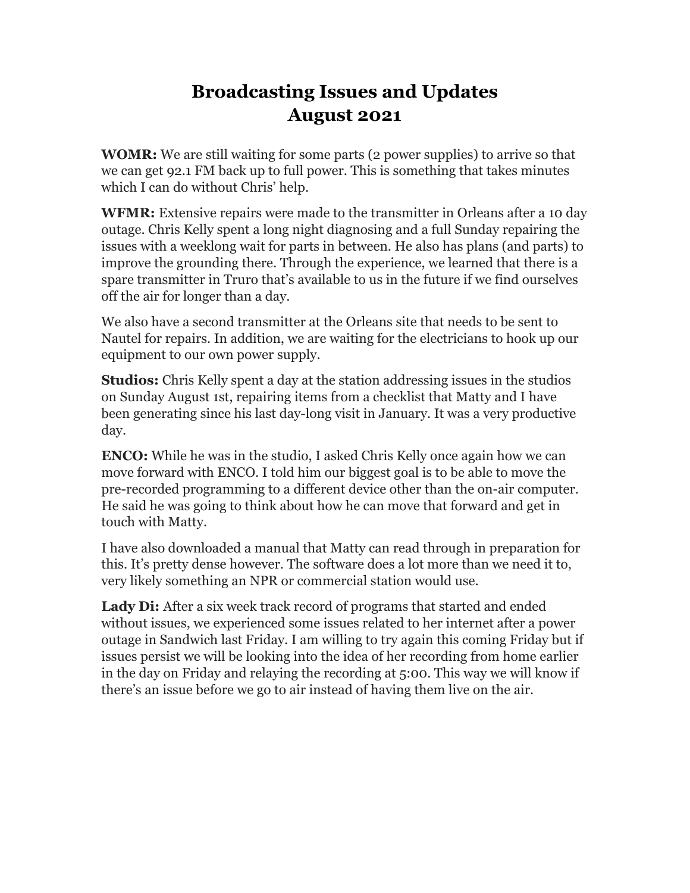# Broadcasting Issues and Updates
# August 2021

**WOMR:** We are still waiting for some parts (2 power supplies) to arrive so that we can get 92.1 FM back up to full power. This is something that takes minutes which I can do without Chris' help.

**WFMR:** Extensive repairs were made to the transmitter in Orleans after a 10 day outage. Chris Kelly spent a long night diagnosing and a full Sunday repairing the issues with a weeklong wait for parts in between. He also has plans (and parts) to improve the grounding there. Through the experience, we learned that there is a spare transmitter in Truro that's available to us in the future if we find ourselves off the air for longer than a day.

We also have a second transmitter at the Orleans site that needs to be sent to Nautel for repairs. In addition, we are waiting for the electricians to hook up our equipment to our own power supply.

**Studios:** Chris Kelly spent a day at the station addressing issues in the studios on Sunday August 1st, repairing items from a checklist that Matty and I have been generating since his last day-long visit in January. It was a very productive day.

**ENCO:** While he was in the studio, I asked Chris Kelly once again how we can move forward with ENCO. I told him our biggest goal is to be able to move the pre-recorded programming to a different device other than the on-air computer. He said he was going to think about how he can move that forward and get in touch with Matty.

I have also downloaded a manual that Matty can read through in preparation for this. It's pretty dense however. The software does a lot more than we need it to, very likely something an NPR or commercial station would use.

**Lady Di:** After a six week track record of programs that started and ended without issues, we experienced some issues related to her internet after a power outage in Sandwich last Friday. I am willing to try again this coming Friday but if issues persist we will be looking into the idea of her recording from home earlier in the day on Friday and relaying the recording at 5:00. This way we will know if there's an issue before we go to air instead of having them live on the air.